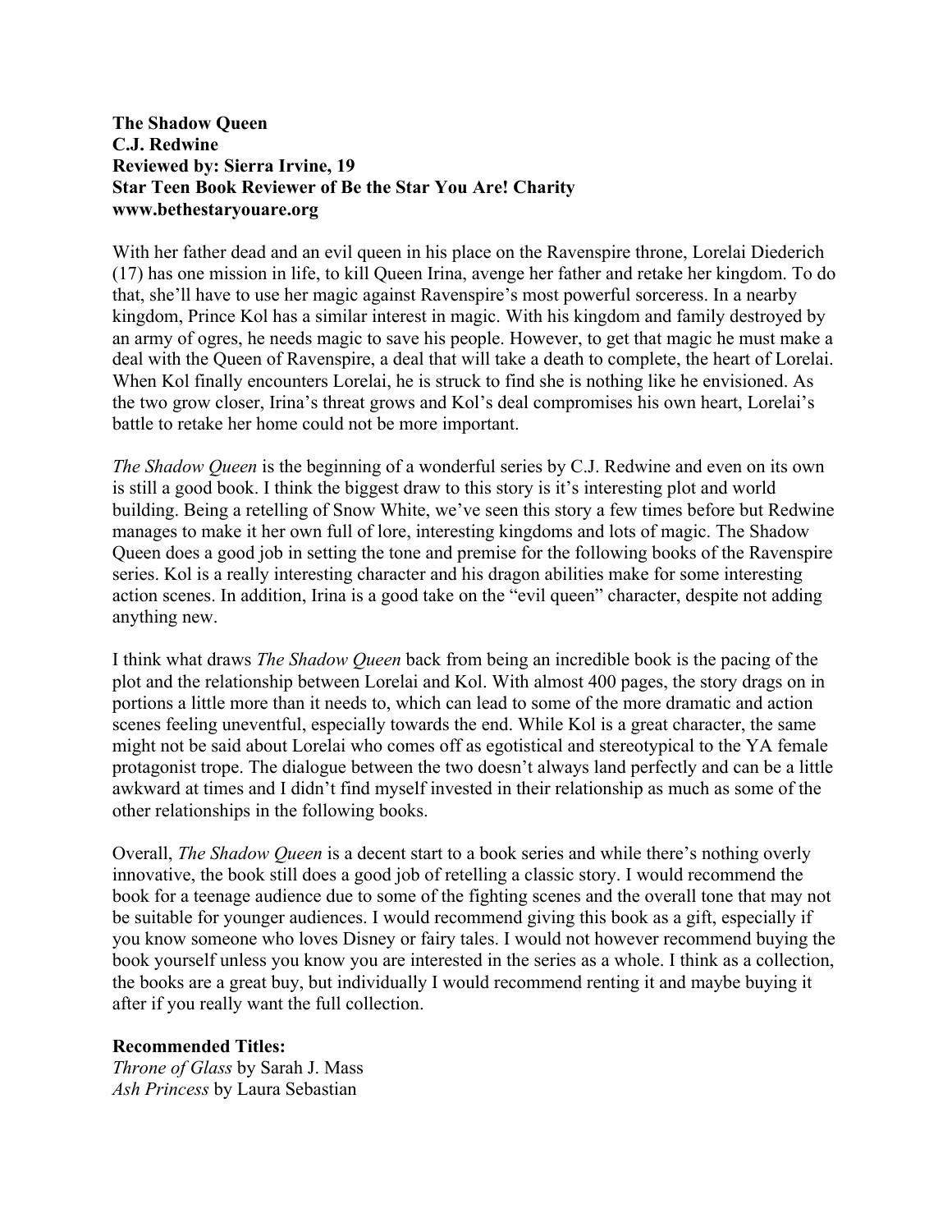**The Shadow Queen**
**C.J. Redwine**
**Reviewed by: Sierra Irvine, 19**
**Star Teen Book Reviewer of Be the Star You Are! Charity**
**www.bethestaryouare.org**

With her father dead and an evil queen in his place on the Ravenspire throne, Lorelai Diederich (17) has one mission in life, to kill Queen Irina, avenge her father and retake her kingdom. To do that, she'll have to use her magic against Ravenspire's most powerful sorceress. In a nearby kingdom, Prince Kol has a similar interest in magic. With his kingdom and family destroyed by an army of ogres, he needs magic to save his people. However, to get that magic he must make a deal with the Queen of Ravenspire, a deal that will take a death to complete, the heart of Lorelai. When Kol finally encounters Lorelai, he is struck to find she is nothing like he envisioned. As the two grow closer, Irina's threat grows and Kol's deal compromises his own heart, Lorelai's battle to retake her home could not be more important.

*The Shadow Queen* is the beginning of a wonderful series by C.J. Redwine and even on its own is still a good book. I think the biggest draw to this story is it's interesting plot and world building. Being a retelling of Snow White, we've seen this story a few times before but Redwine manages to make it her own full of lore, interesting kingdoms and lots of magic. The Shadow Queen does a good job in setting the tone and premise for the following books of the Ravenspire series. Kol is a really interesting character and his dragon abilities make for some interesting action scenes. In addition, Irina is a good take on the "evil queen" character, despite not adding anything new.

I think what draws *The Shadow Queen* back from being an incredible book is the pacing of the plot and the relationship between Lorelai and Kol. With almost 400 pages, the story drags on in portions a little more than it needs to, which can lead to some of the more dramatic and action scenes feeling uneventful, especially towards the end. While Kol is a great character, the same might not be said about Lorelai who comes off as egotistical and stereotypical to the YA female protagonist trope. The dialogue between the two doesn't always land perfectly and can be a little awkward at times and I didn't find myself invested in their relationship as much as some of the other relationships in the following books.

Overall, *The Shadow Queen* is a decent start to a book series and while there's nothing overly innovative, the book still does a good job of retelling a classic story. I would recommend the book for a teenage audience due to some of the fighting scenes and the overall tone that may not be suitable for younger audiences. I would recommend giving this book as a gift, especially if you know someone who loves Disney or fairy tales. I would not however recommend buying the book yourself unless you know you are interested in the series as a whole. I think as a collection, the books are a great buy, but individually I would recommend renting it and maybe buying it after if you really want the full collection.

**Recommended Titles:**
*Throne of Glass* by Sarah J. Mass
*Ash Princess* by Laura Sebastian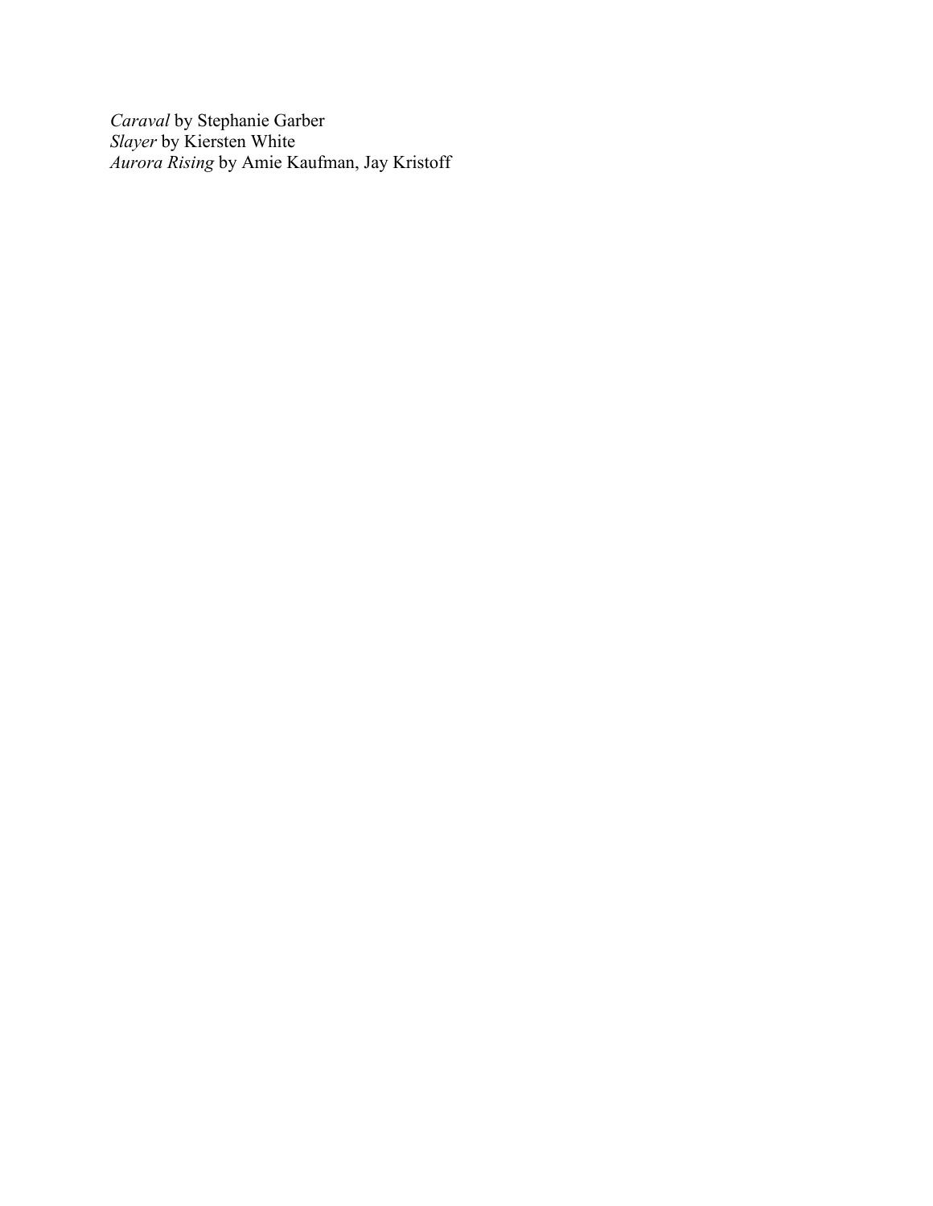*Caraval* by Stephanie Garber
*Slayer* by Kiersten White
*Aurora Rising* by Amie Kaufman, Jay Kristoff